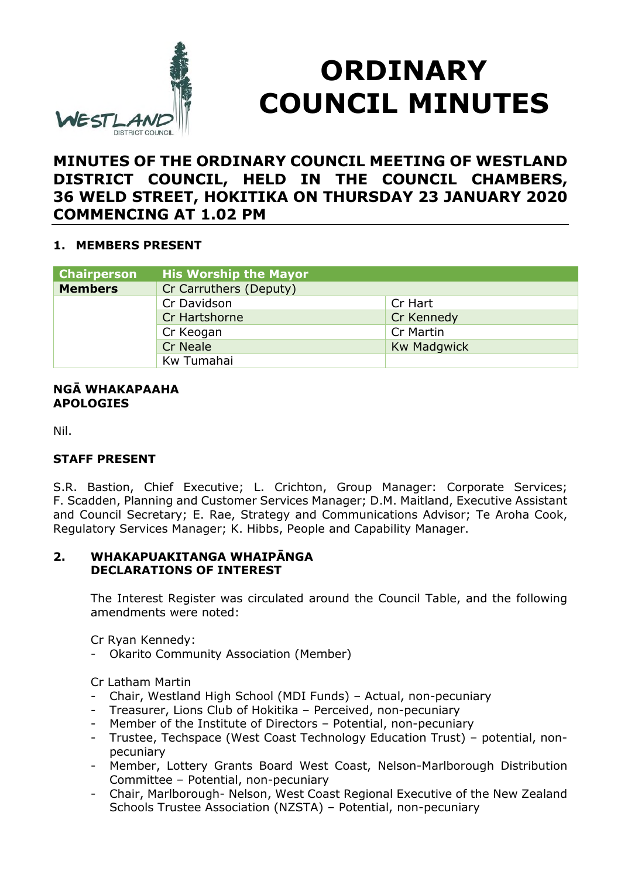# ORDINARY COUNCIL MINUTES

## MINUTES OF THE ORDINARY COUNCIL MEETING OF WESTLAND DISTRICT COUNCIL, HELD IN THE COUNCIL CHAMBERS, 36 WELD STREET, HOKITIKA ON THURSDAY 23 JANUARY 2020 COMMENCING AT 1.02 PM

### 1. MEMBERS PRESENT

| Chairperson | His Worship the Mayor | |
|---|---|---|
| **Members** | Cr Carruthers (Deputy) | |
| | Cr Davidson | Cr Hart |
| | Cr Hartshorne | Cr Kennedy |
| | Cr Keogan | Cr Martin |
| | Cr Neale | Kw Madgwick |
| | Kw Tumahai | |

**NGĀ WHAKAPAAHA**
**APOLOGIES**

Nil.

**STAFF PRESENT**

S.R. Bastion, Chief Executive; L. Crichton, Group Manager: Corporate Services; F. Scadden, Planning and Customer Services Manager; D.M. Maitland, Executive Assistant and Council Secretary; E. Rae, Strategy and Communications Advisor; Te Aroha Cook, Regulatory Services Manager; K. Hibbs, People and Capability Manager.

### 2. WHAKAPUAKITANGA WHAIPĀNGA DECLARATIONS OF INTEREST

The Interest Register was circulated around the Council Table, and the following amendments were noted:

Cr Ryan Kennedy:
- Okarito Community Association (Member)

Cr Latham Martin
- Chair, Westland High School (MDI Funds) – Actual, non-pecuniary
- Treasurer, Lions Club of Hokitika – Perceived, non-pecuniary
- Member of the Institute of Directors – Potential, non-pecuniary
- Trustee, Techspace (West Coast Technology Education Trust) – potential, non-pecuniary
- Member, Lottery Grants Board West Coast, Nelson-Marlborough Distribution Committee – Potential, non-pecuniary
- Chair, Marlborough- Nelson, West Coast Regional Executive of the New Zealand Schools Trustee Association (NZSTA) – Potential, non-pecuniary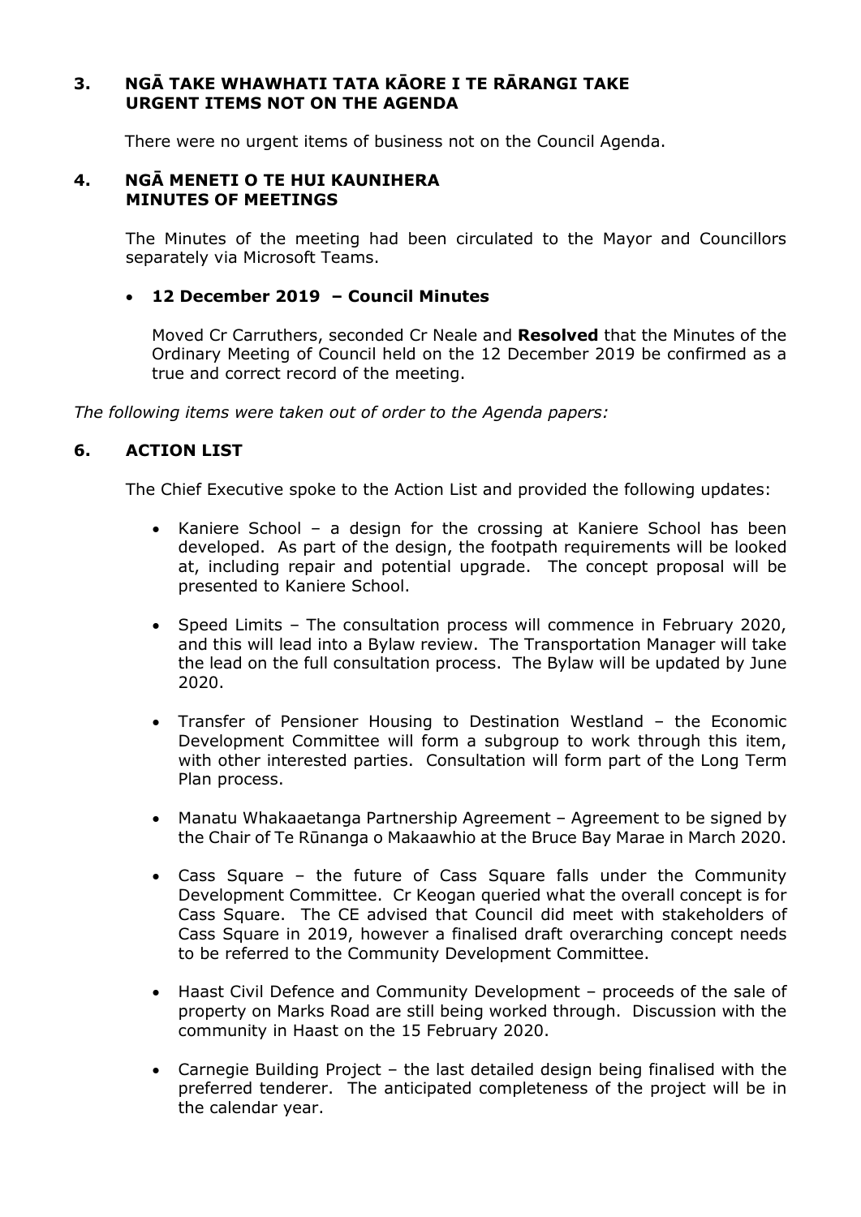## 3. NGĀ TAKE WHAWHATI TATA KĀORE I TE RĀRANGI TAKE URGENT ITEMS NOT ON THE AGENDA

There were no urgent items of business not on the Council Agenda.

## 4. NGĀ MENETI O TE HUI KAUNIHERA MINUTES OF MEETINGS

The Minutes of the meeting had been circulated to the Mayor and Councillors separately via Microsoft Teams.

- **12 December 2019 – Council Minutes**

Moved Cr Carruthers, seconded Cr Neale and **Resolved** that the Minutes of the Ordinary Meeting of Council held on the 12 December 2019 be confirmed as a true and correct record of the meeting.

*The following items were taken out of order to the Agenda papers:*

## 6. ACTION LIST

The Chief Executive spoke to the Action List and provided the following updates:

- Kaniere School – a design for the crossing at Kaniere School has been developed. As part of the design, the footpath requirements will be looked at, including repair and potential upgrade. The concept proposal will be presented to Kaniere School.
- Speed Limits – The consultation process will commence in February 2020, and this will lead into a Bylaw review. The Transportation Manager will take the lead on the full consultation process. The Bylaw will be updated by June 2020.
- Transfer of Pensioner Housing to Destination Westland – the Economic Development Committee will form a subgroup to work through this item, with other interested parties. Consultation will form part of the Long Term Plan process.
- Manatu Whakaaetanga Partnership Agreement – Agreement to be signed by the Chair of Te Rūnanga o Makaawhio at the Bruce Bay Marae in March 2020.
- Cass Square – the future of Cass Square falls under the Community Development Committee. Cr Keogan queried what the overall concept is for Cass Square. The CE advised that Council did meet with stakeholders of Cass Square in 2019, however a finalised draft overarching concept needs to be referred to the Community Development Committee.
- Haast Civil Defence and Community Development – proceeds of the sale of property on Marks Road are still being worked through. Discussion with the community in Haast on the 15 February 2020.
- Carnegie Building Project – the last detailed design being finalised with the preferred tenderer. The anticipated completeness of the project will be in the calendar year.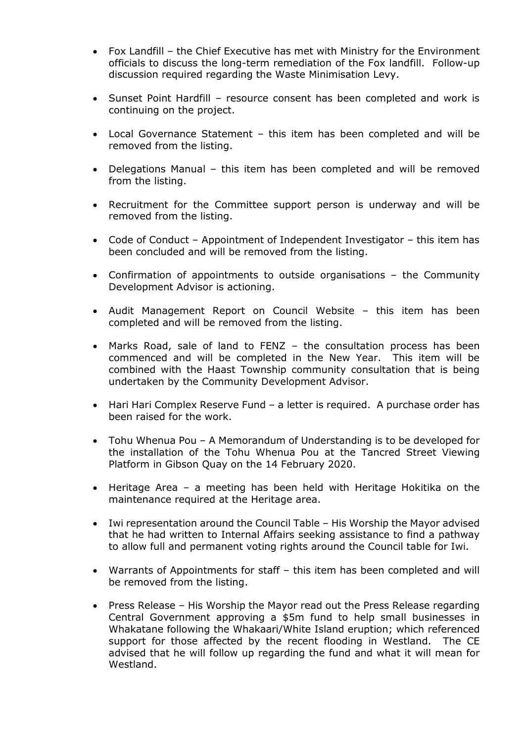- Fox Landfill – the Chief Executive has met with Ministry for the Environment officials to discuss the long-term remediation of the Fox landfill. Follow-up discussion required regarding the Waste Minimisation Levy.

- Sunset Point Hardfill – resource consent has been completed and work is continuing on the project.

- Local Governance Statement – this item has been completed and will be removed from the listing.

- Delegations Manual – this item has been completed and will be removed from the listing.

- Recruitment for the Committee support person is underway and will be removed from the listing.

- Code of Conduct – Appointment of Independent Investigator – this item has been concluded and will be removed from the listing.

- Confirmation of appointments to outside organisations – the Community Development Advisor is actioning.

- Audit Management Report on Council Website – this item has been completed and will be removed from the listing.

- Marks Road, sale of land to FENZ – the consultation process has been commenced and will be completed in the New Year. This item will be combined with the Haast Township community consultation that is being undertaken by the Community Development Advisor.

- Hari Hari Complex Reserve Fund – a letter is required. A purchase order has been raised for the work.

- Tohu Whenua Pou – A Memorandum of Understanding is to be developed for the installation of the Tohu Whenua Pou at the Tancred Street Viewing Platform in Gibson Quay on the 14 February 2020.

- Heritage Area – a meeting has been held with Heritage Hokitika on the maintenance required at the Heritage area.

- Iwi representation around the Council Table – His Worship the Mayor advised that he had written to Internal Affairs seeking assistance to find a pathway to allow full and permanent voting rights around the Council table for Iwi.

- Warrants of Appointments for staff – this item has been completed and will be removed from the listing.

- Press Release – His Worship the Mayor read out the Press Release regarding Central Government approving a $5m fund to help small businesses in Whakatane following the Whakaari/White Island eruption; which referenced support for those affected by the recent flooding in Westland. The CE advised that he will follow up regarding the fund and what it will mean for Westland.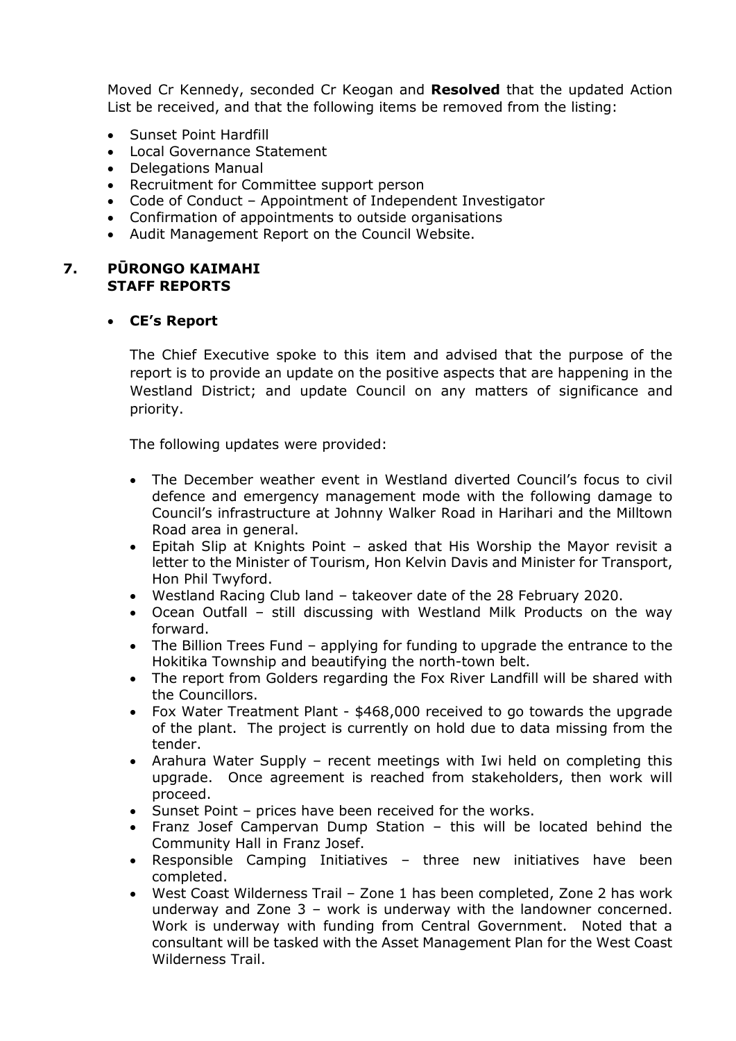Moved Cr Kennedy, seconded Cr Keogan and **Resolved** that the updated Action List be received, and that the following items be removed from the listing:

- Sunset Point Hardfill
- Local Governance Statement
- Delegations Manual
- Recruitment for Committee support person
- Code of Conduct – Appointment of Independent Investigator
- Confirmation of appointments to outside organisations
- Audit Management Report on the Council Website.

## 7. PŪRONGO KAIMAHI STAFF REPORTS

- **CE's Report**

  The Chief Executive spoke to this item and advised that the purpose of the report is to provide an update on the positive aspects that are happening in the Westland District; and update Council on any matters of significance and priority.

  The following updates were provided:

  - The December weather event in Westland diverted Council's focus to civil defence and emergency management mode with the following damage to Council's infrastructure at Johnny Walker Road in Harihari and the Milltown Road area in general.
  - Epitah Slip at Knights Point – asked that His Worship the Mayor revisit a letter to the Minister of Tourism, Hon Kelvin Davis and Minister for Transport, Hon Phil Twyford.
  - Westland Racing Club land – takeover date of the 28 February 2020.
  - Ocean Outfall – still discussing with Westland Milk Products on the way forward.
  - The Billion Trees Fund – applying for funding to upgrade the entrance to the Hokitika Township and beautifying the north-town belt.
  - The report from Golders regarding the Fox River Landfill will be shared with the Councillors.
  - Fox Water Treatment Plant - $468,000 received to go towards the upgrade of the plant. The project is currently on hold due to data missing from the tender.
  - Arahura Water Supply – recent meetings with Iwi held on completing this upgrade. Once agreement is reached from stakeholders, then work will proceed.
  - Sunset Point – prices have been received for the works.
  - Franz Josef Campervan Dump Station – this will be located behind the Community Hall in Franz Josef.
  - Responsible Camping Initiatives – three new initiatives have been completed.
  - West Coast Wilderness Trail – Zone 1 has been completed, Zone 2 has work underway and Zone 3 – work is underway with the landowner concerned. Work is underway with funding from Central Government. Noted that a consultant will be tasked with the Asset Management Plan for the West Coast Wilderness Trail.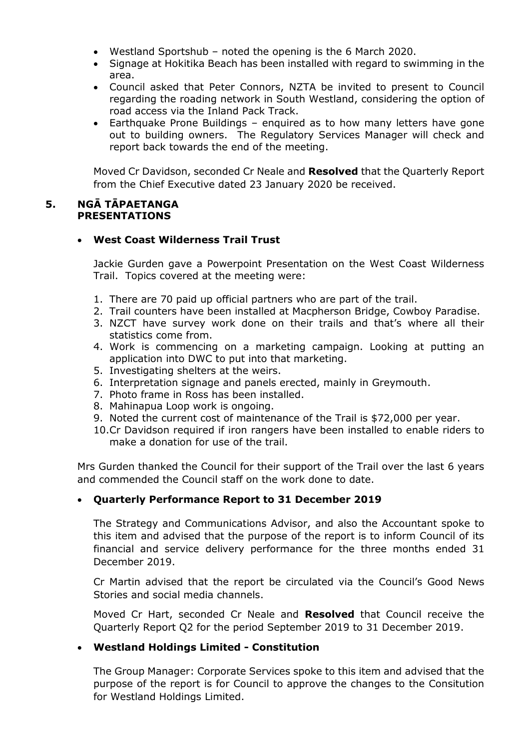- Westland Sportshub – noted the opening is the 6 March 2020.
- Signage at Hokitika Beach has been installed with regard to swimming in the area.
- Council asked that Peter Connors, NZTA be invited to present to Council regarding the roading network in South Westland, considering the option of road access via the Inland Pack Track.
- Earthquake Prone Buildings – enquired as to how many letters have gone out to building owners. The Regulatory Services Manager will check and report back towards the end of the meeting.

Moved Cr Davidson, seconded Cr Neale and **Resolved** that the Quarterly Report from the Chief Executive dated 23 January 2020 be received.

## 5. NGĀ TĀPAETANGA PRESENTATIONS

- **West Coast Wilderness Trail Trust**

Jackie Gurden gave a Powerpoint Presentation on the West Coast Wilderness Trail. Topics covered at the meeting were:

1. There are 70 paid up official partners who are part of the trail.
2. Trail counters have been installed at Macpherson Bridge, Cowboy Paradise.
3. NZCT have survey work done on their trails and that's where all their statistics come from.
4. Work is commencing on a marketing campaign. Looking at putting an application into DWC to put into that marketing.
5. Investigating shelters at the weirs.
6. Interpretation signage and panels erected, mainly in Greymouth.
7. Photo frame in Ross has been installed.
8. Mahinapua Loop work is ongoing.
9. Noted the current cost of maintenance of the Trail is $72,000 per year.
10. Cr Davidson required if iron rangers have been installed to enable riders to make a donation for use of the trail.

Mrs Gurden thanked the Council for their support of the Trail over the last 6 years and commended the Council staff on the work done to date.

- **Quarterly Performance Report to 31 December 2019**

The Strategy and Communications Advisor, and also the Accountant spoke to this item and advised that the purpose of the report is to inform Council of its financial and service delivery performance for the three months ended 31 December 2019.

Cr Martin advised that the report be circulated via the Council's Good News Stories and social media channels.

Moved Cr Hart, seconded Cr Neale and **Resolved** that Council receive the Quarterly Report Q2 for the period September 2019 to 31 December 2019.

- **Westland Holdings Limited - Constitution**

The Group Manager: Corporate Services spoke to this item and advised that the purpose of the report is for Council to approve the changes to the Consitution for Westland Holdings Limited.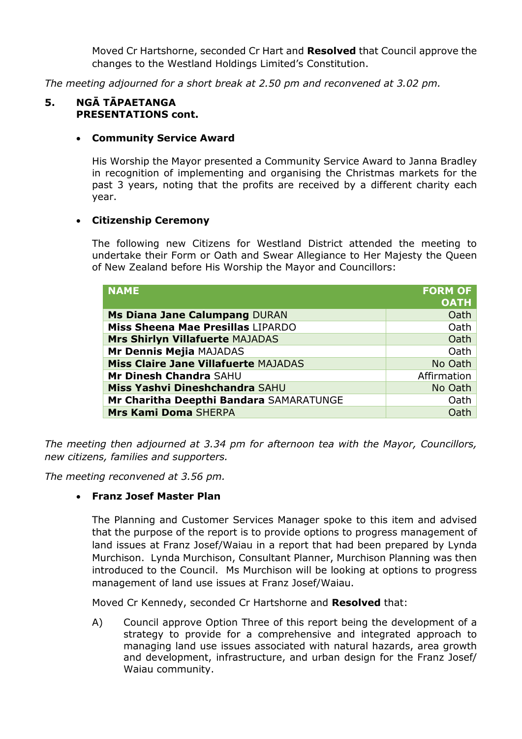Moved Cr Hartshorne, seconded Cr Hart and **Resolved** that Council approve the changes to the Westland Holdings Limited's Constitution.

*The meeting adjourned for a short break at 2.50 pm and reconvened at 3.02 pm.*

## 5. NGĀ TĀPAETANGA PRESENTATIONS cont.

- **Community Service Award**

  His Worship the Mayor presented a Community Service Award to Janna Bradley in recognition of implementing and organising the Christmas markets for the past 3 years, noting that the profits are received by a different charity each year.

- **Citizenship Ceremony**

  The following new Citizens for Westland District attended the meeting to undertake their Form or Oath and Swear Allegiance to Her Majesty the Queen of New Zealand before His Worship the Mayor and Councillors:

| NAME | FORM OF OATH |
|---|---|
| **Ms Diana Jane Calumpang** DURAN | Oath |
| **Miss Sheena Mae Presillas** LIPARDO | Oath |
| **Mrs Shirlyn Villafuerte** MAJADAS | Oath |
| **Mr Dennis Mejia** MAJADAS | Oath |
| **Miss Claire Jane Villafuerte** MAJADAS | No Oath |
| **Mr Dinesh Chandra** SAHU | Affirmation |
| **Miss Yashvi Dineshchandra** SAHU | No Oath |
| **Mr Charitha Deepthi Bandara** SAMARATUNGE | Oath |
| **Mrs Kami Doma** SHERPA | Oath |

*The meeting then adjourned at 3.34 pm for afternoon tea with the Mayor, Councillors, new citizens, families and supporters.*

*The meeting reconvened at 3.56 pm.*

- **Franz Josef Master Plan**

  The Planning and Customer Services Manager spoke to this item and advised that the purpose of the report is to provide options to progress management of land issues at Franz Josef/Waiau in a report that had been prepared by Lynda Murchison. Lynda Murchison, Consultant Planner, Murchison Planning was then introduced to the Council. Ms Murchison will be looking at options to progress management of land use issues at Franz Josef/Waiau.

  Moved Cr Kennedy, seconded Cr Hartshorne and **Resolved** that:

  A) Council approve Option Three of this report being the development of a strategy to provide for a comprehensive and integrated approach to managing land use issues associated with natural hazards, area growth and development, infrastructure, and urban design for the Franz Josef/ Waiau community.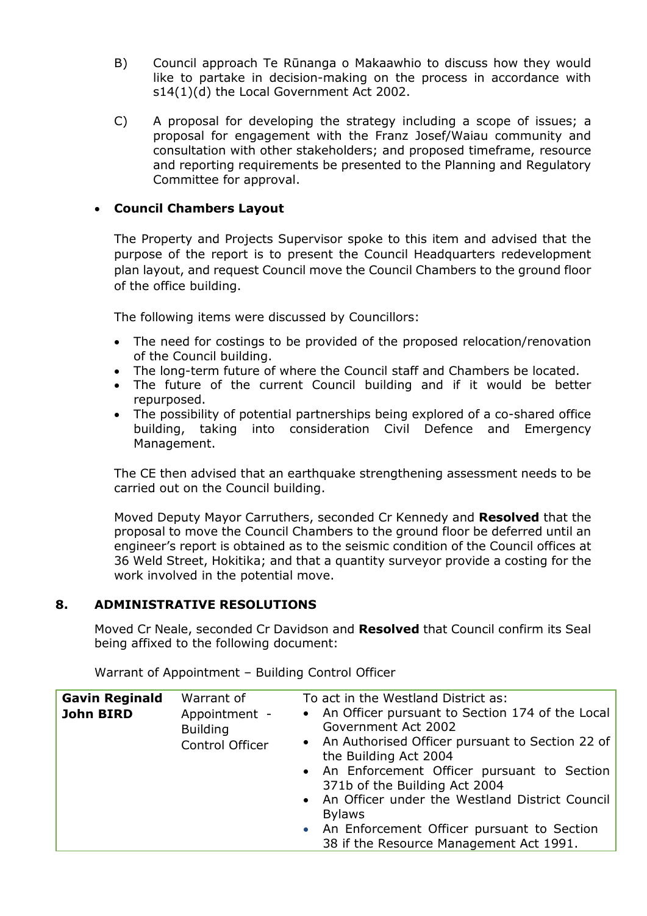B) Council approach Te Rūnanga o Makaawhio to discuss how they would like to partake in decision-making on the process in accordance with s14(1)(d) the Local Government Act 2002.

C) A proposal for developing the strategy including a scope of issues; a proposal for engagement with the Franz Josef/Waiau community and consultation with other stakeholders; and proposed timeframe, resource and reporting requirements be presented to the Planning and Regulatory Committee for approval.

- **Council Chambers Layout**

  The Property and Projects Supervisor spoke to this item and advised that the purpose of the report is to present the Council Headquarters redevelopment plan layout, and request Council move the Council Chambers to the ground floor of the office building.

  The following items were discussed by Councillors:

  - The need for costings to be provided of the proposed relocation/renovation of the Council building.
  - The long-term future of where the Council staff and Chambers be located.
  - The future of the current Council building and if it would be better repurposed.
  - The possibility of potential partnerships being explored of a co-shared office building, taking into consideration Civil Defence and Emergency Management.

  The CE then advised that an earthquake strengthening assessment needs to be carried out on the Council building.

  Moved Deputy Mayor Carruthers, seconded Cr Kennedy and **Resolved** that the proposal to move the Council Chambers to the ground floor be deferred until an engineer's report is obtained as to the seismic condition of the Council offices at 36 Weld Street, Hokitika; and that a quantity surveyor provide a costing for the work involved in the potential move.

## 8. ADMINISTRATIVE RESOLUTIONS

Moved Cr Neale, seconded Cr Davidson and **Resolved** that Council confirm its Seal being affixed to the following document:

Warrant of Appointment – Building Control Officer

| | | |
|---|---|---|
| **Gavin Reginald John BIRD** | Warrant of Appointment - Building Control Officer | To act in the Westland District as:<br>• An Officer pursuant to Section 174 of the Local Government Act 2002<br>• An Authorised Officer pursuant to Section 22 of the Building Act 2004<br>• An Enforcement Officer pursuant to Section 371b of the Building Act 2004<br>• An Officer under the Westland District Council Bylaws<br>• An Enforcement Officer pursuant to Section 38 if the Resource Management Act 1991. |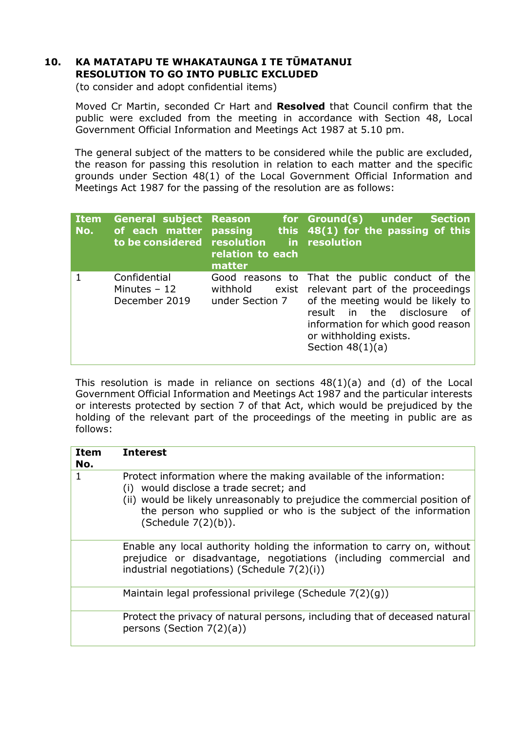## 10. KA MATATAPU TE WHAKATAUNGA I TE TŪMATANUI RESOLUTION TO GO INTO PUBLIC EXCLUDED

(to consider and adopt confidential items)

Moved Cr Martin, seconded Cr Hart and **Resolved** that Council confirm that the public were excluded from the meeting in accordance with Section 48, Local Government Official Information and Meetings Act 1987 at 5.10 pm.

The general subject of the matters to be considered while the public are excluded, the reason for passing this resolution in relation to each matter and the specific grounds under Section 48(1) of the Local Government Official Information and Meetings Act 1987 for the passing of the resolution are as follows:

| Item No. | General subject of each matter to be considered | Reason for passing this resolution in relation to each matter | Ground(s) under Section 48(1) for the passing of this resolution |
|---|---|---|---|
| 1 | Confidential Minutes – 12 December 2019 | Good reasons to withhold exist under Section 7 | That the public conduct of the relevant part of the proceedings of the meeting would be likely to result in the disclosure of information for which good reason or withholding exists. Section 48(1)(a) |

This resolution is made in reliance on sections 48(1)(a) and (d) of the Local Government Official Information and Meetings Act 1987 and the particular interests or interests protected by section 7 of that Act, which would be prejudiced by the holding of the relevant part of the proceedings of the meeting in public are as follows:

| Item No. | Interest |
|---|---|
| 1 | Protect information where the making available of the information: (i) would disclose a trade secret; and (ii) would be likely unreasonably to prejudice the commercial position of the person who supplied or who is the subject of the information (Schedule 7(2)(b)). |
| | Enable any local authority holding the information to carry on, without prejudice or disadvantage, negotiations (including commercial and industrial negotiations) (Schedule 7(2)(i)) |
| | Maintain legal professional privilege (Schedule 7(2)(g)) |
| | Protect the privacy of natural persons, including that of deceased natural persons (Section 7(2)(a)) |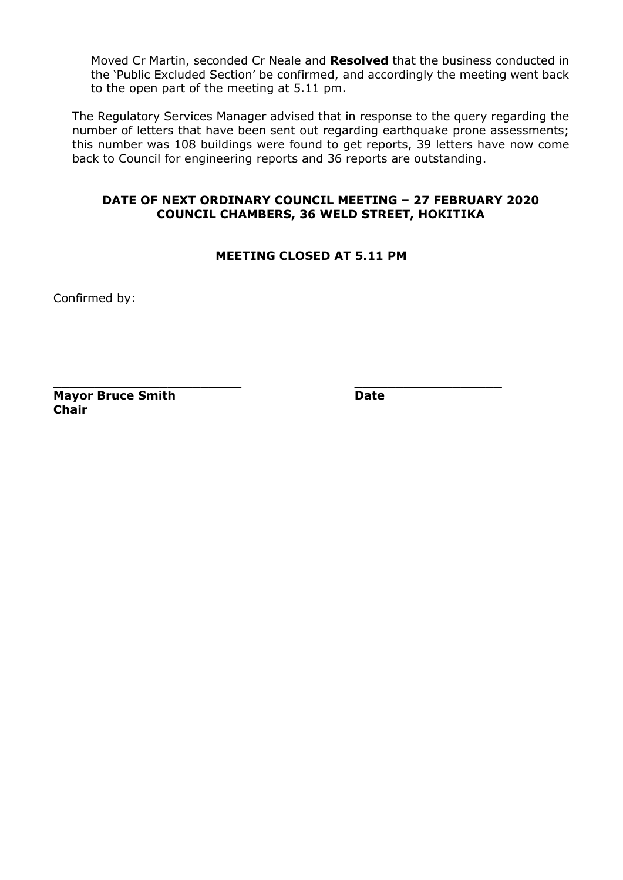Moved Cr Martin, seconded Cr Neale and **Resolved** that the business conducted in the 'Public Excluded Section' be confirmed, and accordingly the meeting went back to the open part of the meeting at 5.11 pm.

The Regulatory Services Manager advised that in response to the query regarding the number of letters that have been sent out regarding earthquake prone assessments; this number was 108 buildings were found to get reports, 39 letters have now come back to Council for engineering reports and 36 reports are outstanding.

**DATE OF NEXT ORDINARY COUNCIL MEETING – 27 FEBRUARY 2020**
**COUNCIL CHAMBERS, 36 WELD STREET, HOKITIKA**

**MEETING CLOSED AT 5.11 PM**

Confirmed by:

________________________ ________________________
**Mayor Bruce Smith** **Date**
**Chair**